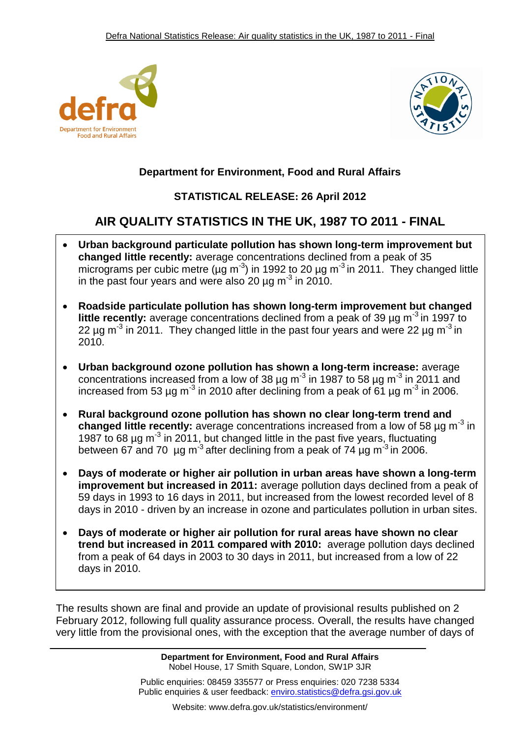**Department for Environment, Food and Rural Affairs**

**STATISTICAL RELEASE: 26 April 2012**

# AIR QUALITY STATISTICS IN THE UK, 1987 TO 2011 - FINAL

- **Urban background particulate pollution has shown long-term improvement but changed little recently:** average concentrations declined from a peak of 35 micrograms per cubic metre (µg $m^{-3}$) in 1992 to 20 µg $m^{-3}$ in 2011. They changed little in the past four years and were also 20 µg $m^{-3}$ in 2010.

- **Roadside particulate pollution has shown long-term improvement but changed little recently:** average concentrations declined from a peak of 39 µg $m^{-3}$ in 1997 to 22 µg $m^{-3}$ in 2011. They changed little in the past four years and were 22 µg $m^{-3}$ in 2010.

- **Urban background ozone pollution has shown a long-term increase:** average concentrations increased from a low of 38 µg $m^{-3}$ in 1987 to 58 µg $m^{-3}$ in 2011 and increased from 53 µg $m^{-3}$ in 2010 after declining from a peak of 61 µg $m^{-3}$ in 2006.

- **Rural background ozone pollution has shown no clear long-term trend and changed little recently:** average concentrations increased from a low of 58 µg $m^{-3}$ in 1987 to 68 µg $m^{-3}$ in 2011, but changed little in the past five years, fluctuating between 67 and 70 µg $m^{-3}$ after declining from a peak of 74 µg $m^{-3}$ in 2006.

- **Days of moderate or higher air pollution in urban areas have shown a long-term improvement but increased in 2011:** average pollution days declined from a peak of 59 days in 1993 to 16 days in 2011, but increased from the lowest recorded level of 8 days in 2010 - driven by an increase in ozone and particulates pollution in urban sites.

- **Days of moderate or higher air pollution for rural areas have shown no clear trend but increased in 2011 compared with 2010:** average pollution days declined from a peak of 64 days in 2003 to 30 days in 2011, but increased from a low of 22 days in 2010.

The results shown are final and provide an update of provisional results published on 2 February 2012, following full quality assurance process. Overall, the results have changed very little from the provisional ones, with the exception that the average number of days of

**Department for Environment, Food and Rural Affairs**
Nobel House, 17 Smith Square, London, SW1P 3JR

Public enquiries: 08459 335577 or Press enquiries: 020 7238 5334
Public enquiries & user feedback: enviro.statistics@defra.gsi.gov.uk

Website: www.defra.gov.uk/statistics/environment/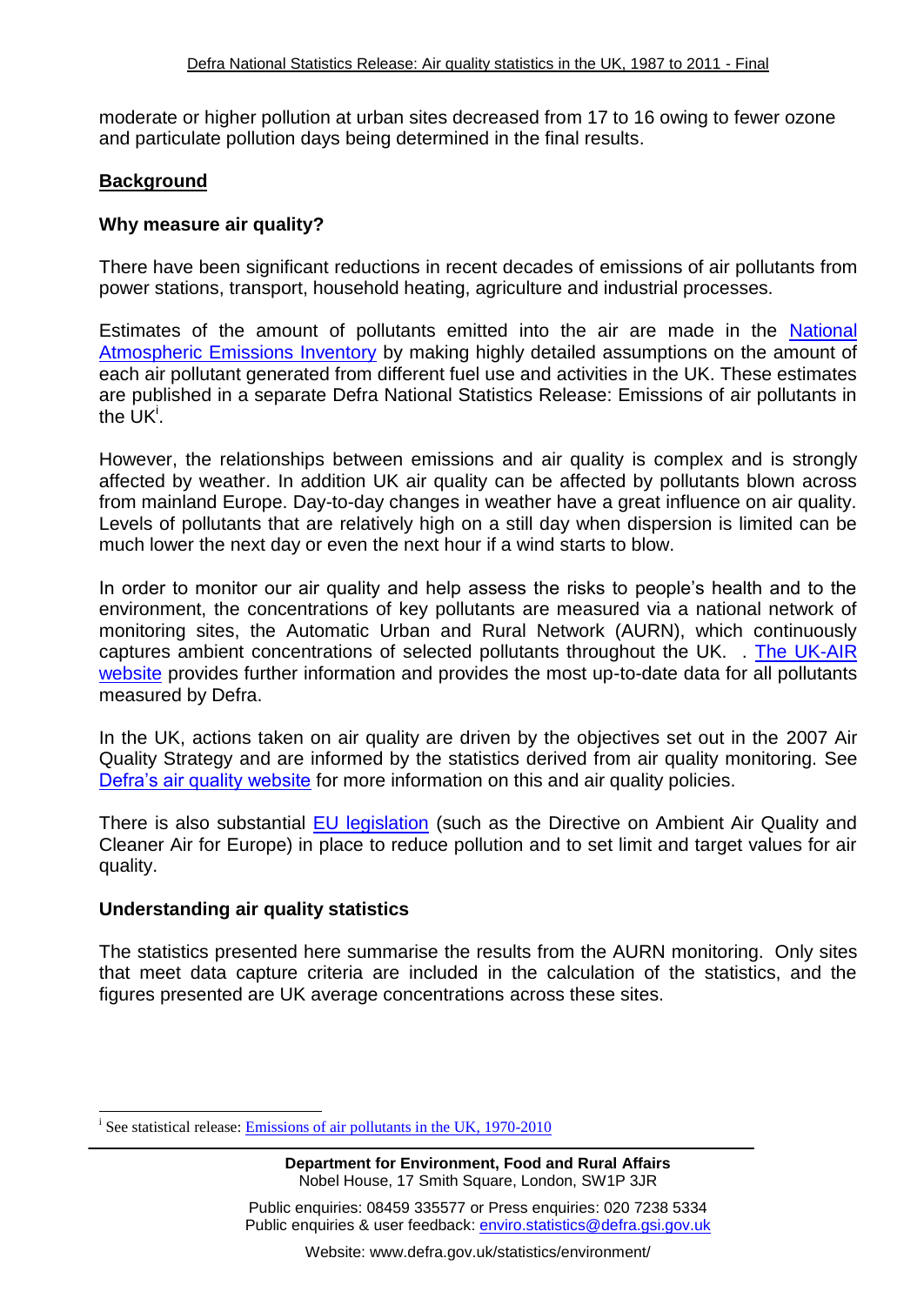moderate or higher pollution at urban sites decreased from 17 to 16 owing to fewer ozone and particulate pollution days being determined in the final results.

## Background

### Why measure air quality?

There have been significant reductions in recent decades of emissions of air pollutants from power stations, transport, household heating, agriculture and industrial processes.

Estimates of the amount of pollutants emitted into the air are made in the National Atmospheric Emissions Inventory by making highly detailed assumptions on the amount of each air pollutant generated from different fuel use and activities in the UK. These estimates are published in a separate Defra National Statistics Release: Emissions of air pollutants in the UK[i].

However, the relationships between emissions and air quality is complex and is strongly affected by weather. In addition UK air quality can be affected by pollutants blown across from mainland Europe. Day-to-day changes in weather have a great influence on air quality. Levels of pollutants that are relatively high on a still day when dispersion is limited can be much lower the next day or even the next hour if a wind starts to blow.

In order to monitor our air quality and help assess the risks to people's health and to the environment, the concentrations of key pollutants are measured via a national network of monitoring sites, the Automatic Urban and Rural Network (AURN), which continuously captures ambient concentrations of selected pollutants throughout the UK. . The UK-AIR website provides further information and provides the most up-to-date data for all pollutants measured by Defra.

In the UK, actions taken on air quality are driven by the objectives set out in the 2007 Air Quality Strategy and are informed by the statistics derived from air quality monitoring. See Defra's air quality website for more information on this and air quality policies.

There is also substantial EU legislation (such as the Directive on Ambient Air Quality and Cleaner Air for Europe) in place to reduce pollution and to set limit and target values for air quality.

### Understanding air quality statistics

The statistics presented here summarise the results from the AURN monitoring. Only sites that meet data capture criteria are included in the calculation of the statistics, and the figures presented are UK average concentrations across these sites.

[i] See statistical release: Emissions of air pollutants in the UK, 1970-2010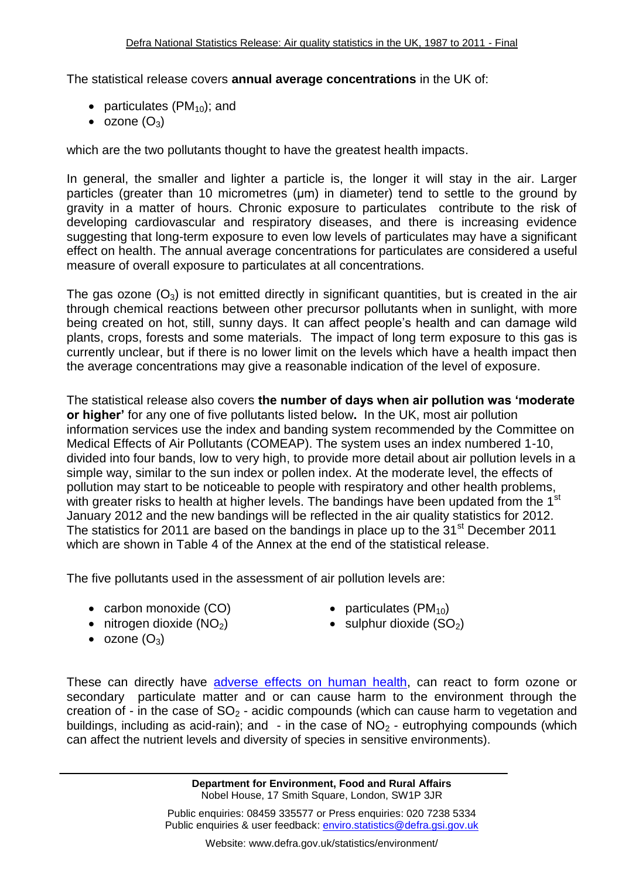The statistical release covers **annual average concentrations** in the UK of:

- particulates ($PM_{10}$); and
- ozone ($O_3$)

which are the two pollutants thought to have the greatest health impacts.

In general, the smaller and lighter a particle is, the longer it will stay in the air. Larger particles (greater than 10 micrometres (μm) in diameter) tend to settle to the ground by gravity in a matter of hours. Chronic exposure to particulates contribute to the risk of developing cardiovascular and respiratory diseases, and there is increasing evidence suggesting that long-term exposure to even low levels of particulates may have a significant effect on health. The annual average concentrations for particulates are considered a useful measure of overall exposure to particulates at all concentrations.

The gas ozone ($O_3$) is not emitted directly in significant quantities, but is created in the air through chemical reactions between other precursor pollutants when in sunlight, with more being created on hot, still, sunny days. It can affect people's health and can damage wild plants, crops, forests and some materials. The impact of long term exposure to this gas is currently unclear, but if there is no lower limit on the levels which have a health impact then the average concentrations may give a reasonable indication of the level of exposure.

The statistical release also covers **the number of days when air pollution was 'moderate or higher'** for any one of five pollutants listed below**.** In the UK, most air pollution information services use the index and banding system recommended by the Committee on Medical Effects of Air Pollutants (COMEAP). The system uses an index numbered 1-10, divided into four bands, low to very high, to provide more detail about air pollution levels in a simple way, similar to the sun index or pollen index. At the moderate level, the effects of pollution may start to be noticeable to people with respiratory and other health problems, with greater risks to health at higher levels. The bandings have been updated from the 1st January 2012 and the new bandings will be reflected in the air quality statistics for 2012. The statistics for 2011 are based on the bandings in place up to the 31st December 2011 which are shown in Table 4 of the Annex at the end of the statistical release.

The five pollutants used in the assessment of air pollution levels are:

- carbon monoxide (CO)
- nitrogen dioxide ($NO_2$)
- ozone ($O_3$)
- particulates ($PM_{10}$)
- sulphur dioxide ($SO_2$)

These can directly have adverse effects on human health, can react to form ozone or secondary particulate matter and or can cause harm to the environment through the creation of - in the case of $SO_2$ - acidic compounds (which can cause harm to vegetation and buildings, including as acid-rain); and - in the case of $NO_2$ - eutrophying compounds (which can affect the nutrient levels and diversity of species in sensitive environments).

**Department for Environment, Food and Rural Affairs**
Nobel House, 17 Smith Square, London, SW1P 3JR

Public enquiries: 08459 335577 or Press enquiries: 020 7238 5334
Public enquiries & user feedback: enviro.statistics@defra.gsi.gov.uk

Website: www.defra.gov.uk/statistics/environment/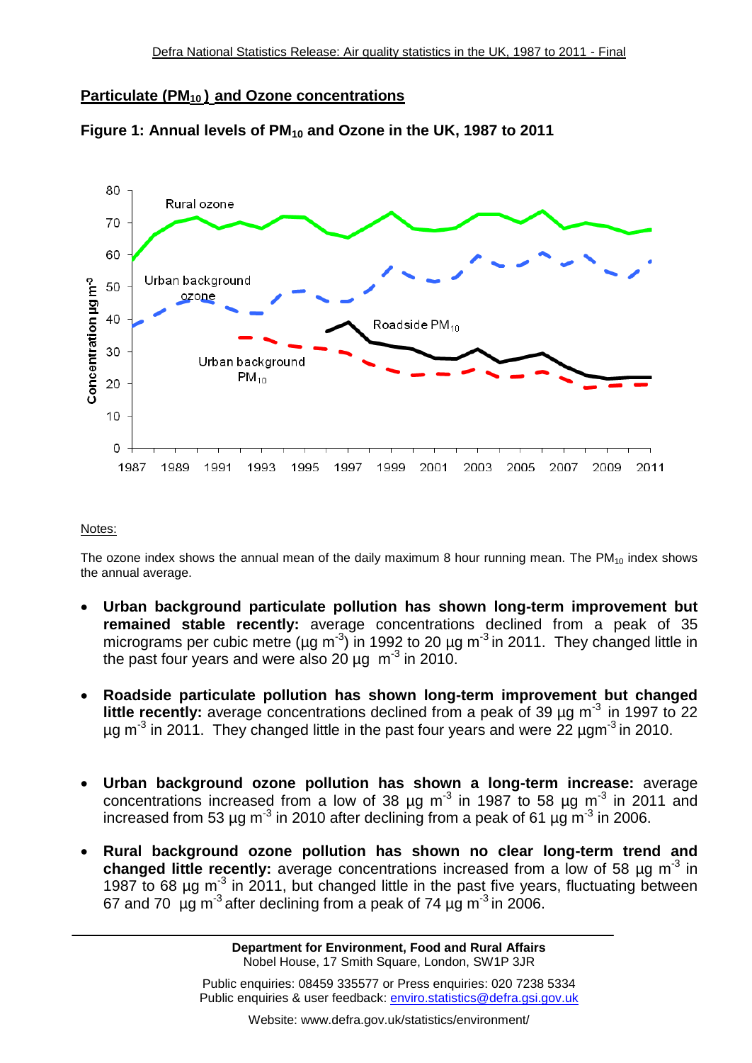## Particulate ($PM_{10}$) and Ozone concentrations

**Figure 1: Annual levels of $PM_{10}$ and Ozone in the UK, 1987 to 2011**

Concentration µg m$^{-3}$

80
70
60
50
40
30
20
10
0

1987 1989 1991 1993 1995 1997 1999 2001 2003 2005 2007 2009 2011

Rural ozone

Urban background ozone

Roadside $PM_{10}$

Urban background $PM_{10}$

Notes:

The ozone index shows the annual mean of the daily maximum 8 hour running mean. The $PM_{10}$ index shows the annual average.

- **Urban background particulate pollution has shown long-term improvement but remained stable recently:** average concentrations declined from a peak of 35 micrograms per cubic metre (µg m$^{-3}$) in 1992 to 20 µg m$^{-3}$ in 2011. They changed little in the past four years and were also 20 µg m$^{-3}$ in 2010.

- **Roadside particulate pollution has shown long-term improvement but changed little recently:** average concentrations declined from a peak of 39 µg m$^{-3}$ in 1997 to 22 µg m$^{-3}$ in 2011. They changed little in the past four years and were 22 µgm$^{-3}$ in 2010.

- **Urban background ozone pollution has shown a long-term increase:** average concentrations increased from a low of 38 µg m$^{-3}$ in 1987 to 58 µg m$^{-3}$ in 2011 and increased from 53 µg m$^{-3}$ in 2010 after declining from a peak of 61 µg m$^{-3}$ in 2006.

- **Rural background ozone pollution has shown no clear long-term trend and changed little recently:** average concentrations increased from a low of 58 µg m$^{-3}$ in 1987 to 68 µg m$^{-3}$ in 2011, but changed little in the past five years, fluctuating between 67 and 70 µg m$^{-3}$ after declining from a peak of 74 µg m$^{-3}$ in 2006.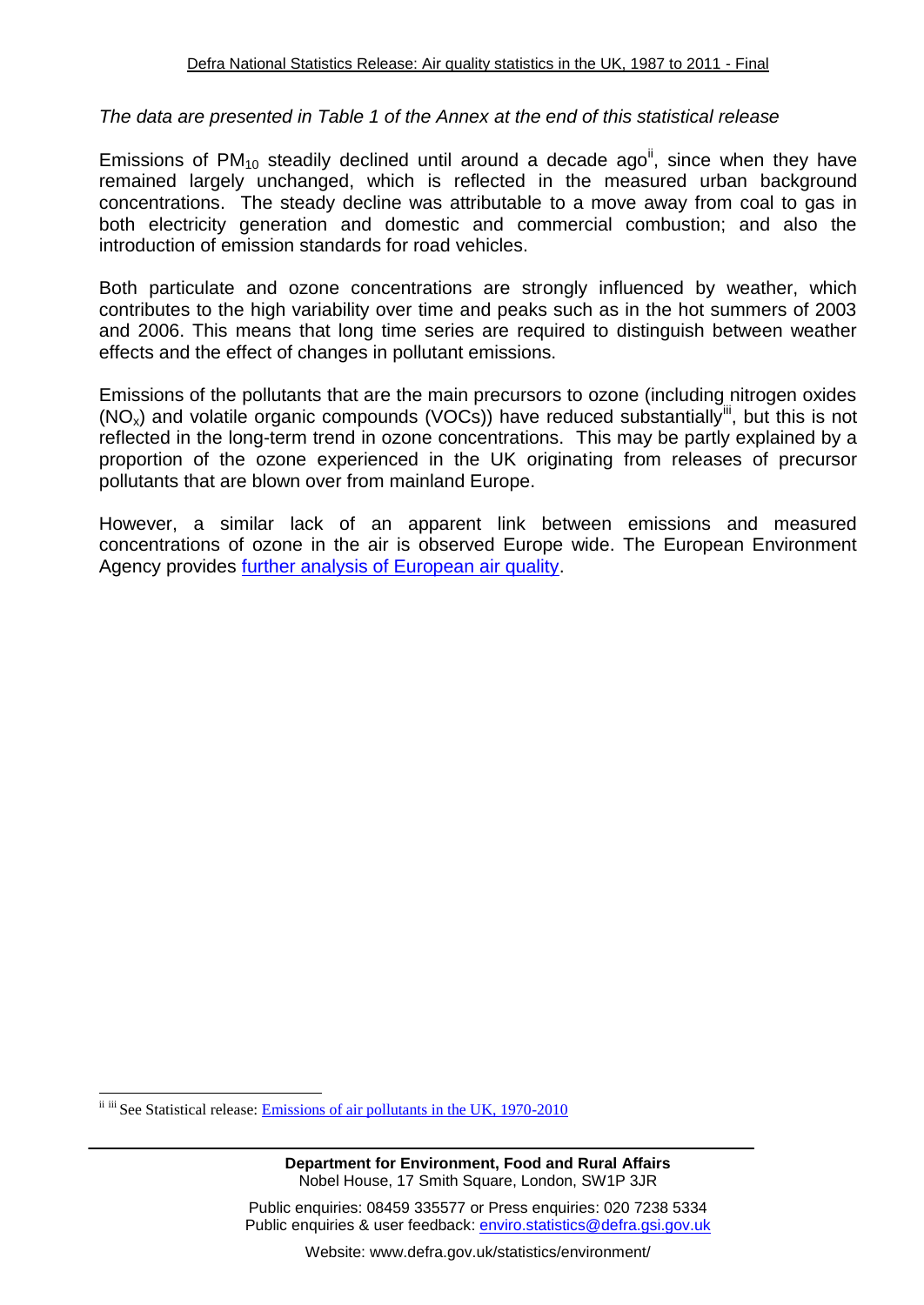*The data are presented in Table 1 of the Annex at the end of this statistical release*

Emissions of $PM_{10}$ steadily declined until around a decade ago[ii], since when they have remained largely unchanged, which is reflected in the measured urban background concentrations. The steady decline was attributable to a move away from coal to gas in both electricity generation and domestic and commercial combustion; and also the introduction of emission standards for road vehicles.

Both particulate and ozone concentrations are strongly influenced by weather, which contributes to the high variability over time and peaks such as in the hot summers of 2003 and 2006. This means that long time series are required to distinguish between weather effects and the effect of changes in pollutant emissions.

Emissions of the pollutants that are the main precursors to ozone (including nitrogen oxides ($NO_x$) and volatile organic compounds (VOCs)) have reduced substantially[iii], but this is not reflected in the long-term trend in ozone concentrations. This may be partly explained by a proportion of the ozone experienced in the UK originating from releases of precursor pollutants that are blown over from mainland Europe.

However, a similar lack of an apparent link between emissions and measured concentrations of ozone in the air is observed Europe wide. The European Environment Agency provides [further analysis of European air quality](#).

---

[ii] [iii] See Statistical release: [Emissions of air pollutants in the UK, 1970-2010](#)

**Department for Environment, Food and Rural Affairs**
Nobel House, 17 Smith Square, London, SW1P 3JR

Public enquiries: 08459 335577 or Press enquiries: 020 7238 5334
Public enquiries & user feedback: enviro.statistics@defra.gsi.gov.uk

Website: www.defra.gov.uk/statistics/environment/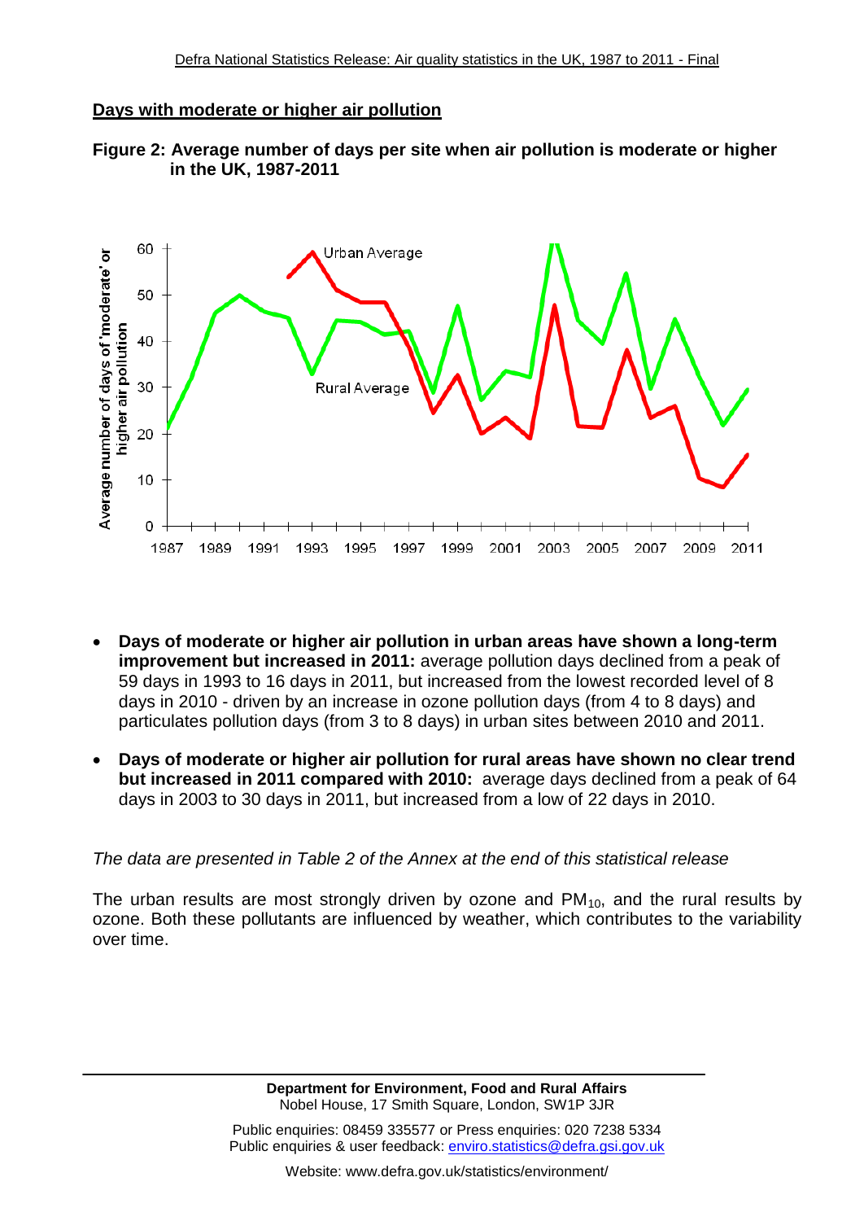## Days with moderate or higher air pollution

**Figure 2: Average number of days per site when air pollution is moderate or higher in the UK, 1987-2011**

Average number of days of 'moderate' or higher air pollution

Urban Average

Rural Average

0
10
20
30
40
50
60

1987 1989 1991 1993 1995 1997 1999 2001 2003 2005 2007 2009 2011

- **Days of moderate or higher air pollution in urban areas have shown a long-term improvement but increased in 2011:** average pollution days declined from a peak of 59 days in 1993 to 16 days in 2011, but increased from the lowest recorded level of 8 days in 2010 - driven by an increase in ozone pollution days (from 4 to 8 days) and particulates pollution days (from 3 to 8 days) in urban sites between 2010 and 2011.
- **Days of moderate or higher air pollution for rural areas have shown no clear trend but increased in 2011 compared with 2010:** average days declined from a peak of 64 days in 2003 to 30 days in 2011, but increased from a low of 22 days in 2010.

*The data are presented in Table 2 of the Annex at the end of this statistical release*

The urban results are most strongly driven by ozone and $PM_{10}$, and the rural results by ozone. Both these pollutants are influenced by weather, which contributes to the variability over time.

**Department for Environment, Food and Rural Affairs**
Nobel House, 17 Smith Square, London, SW1P 3JR

Public enquiries: 08459 335577 or Press enquiries: 020 7238 5334
Public enquiries & user feedback: enviro.statistics@defra.gsi.gov.uk

Website: www.defra.gov.uk/statistics/environment/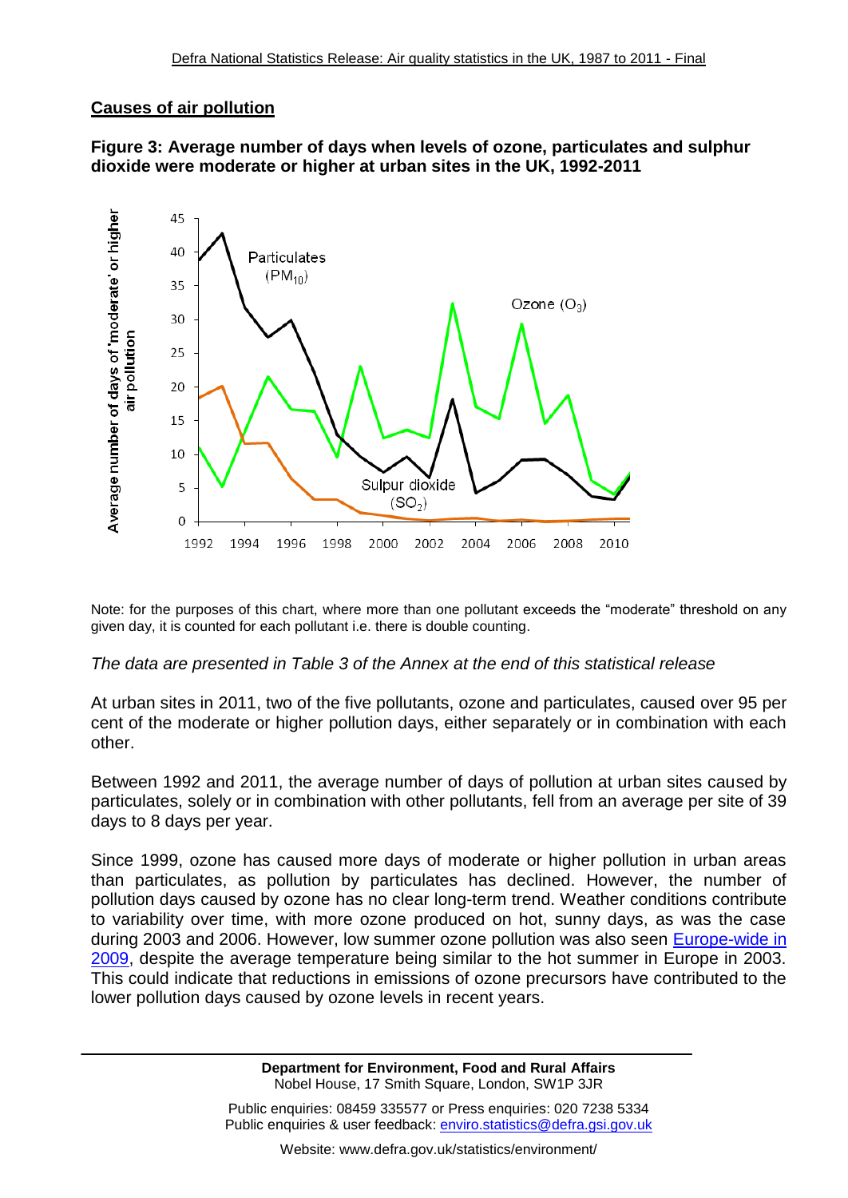## Causes of air pollution

**Figure 3: Average number of days when levels of ozone, particulates and sulphur dioxide were moderate or higher at urban sites in the UK, 1992-2011**

Average number of days of 'moderate' or higher air pollution

45
40
35
30
25
20
15
10
5
0

1992 1994 1996 1998 2000 2002 2004 2006 2008 2010

Particulates ($PM_{10}$)

Ozone ($O_3$)

Sulpur dioxide ($SO_2$)

Note: for the purposes of this chart, where more than one pollutant exceeds the "moderate" threshold on any given day, it is counted for each pollutant i.e. there is double counting.

*The data are presented in Table 3 of the Annex at the end of this statistical release*

At urban sites in 2011, two of the five pollutants, ozone and particulates, caused over 95 per cent of the moderate or higher pollution days, either separately or in combination with each other.

Between 1992 and 2011, the average number of days of pollution at urban sites caused by particulates, solely or in combination with other pollutants, fell from an average per site of 39 days to 8 days per year.

Since 1999, ozone has caused more days of moderate or higher pollution in urban areas than particulates, as pollution by particulates has declined. However, the number of pollution days caused by ozone has no clear long-term trend. Weather conditions contribute to variability over time, with more ozone produced on hot, sunny days, as was the case during 2003 and 2006. However, low summer ozone pollution was also seen Europe-wide in 2009, despite the average temperature being similar to the hot summer in Europe in 2003. This could indicate that reductions in emissions of ozone precursors have contributed to the lower pollution days caused by ozone levels in recent years.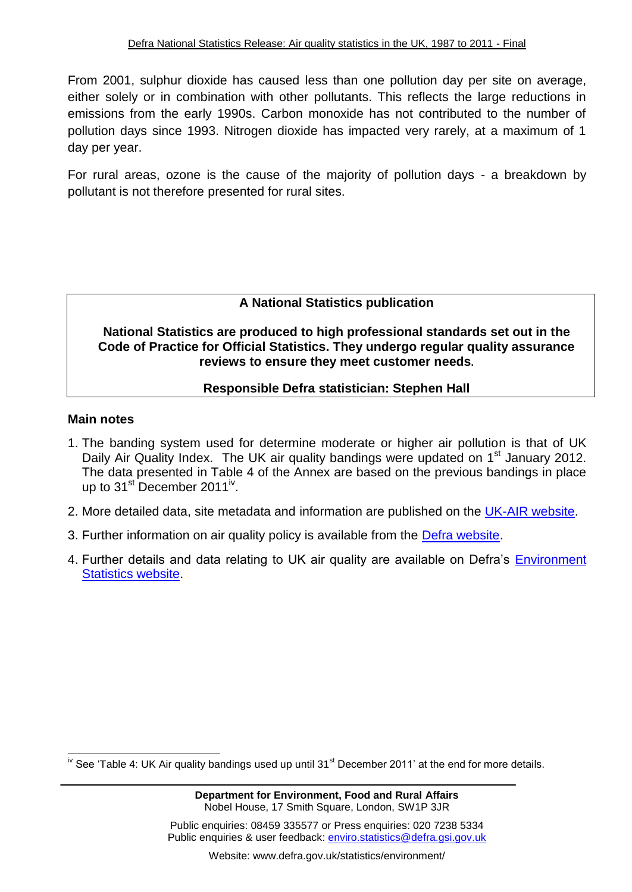From 2001, sulphur dioxide has caused less than one pollution day per site on average, either solely or in combination with other pollutants. This reflects the large reductions in emissions from the early 1990s. Carbon monoxide has not contributed to the number of pollution days since 1993. Nitrogen dioxide has impacted very rarely, at a maximum of 1 day per year.

For rural areas, ozone is the cause of the majority of pollution days - a breakdown by pollutant is not therefore presented for rural sites.

**A National Statistics publication**

**National Statistics are produced to high professional standards set out in the Code of Practice for Official Statistics. They undergo regular quality assurance reviews to ensure they meet customer needs.**

**Responsible Defra statistician: Stephen Hall**

**Main notes**

1. The banding system used for determine moderate or higher air pollution is that of UK Daily Air Quality Index. The UK air quality bandings were updated on 1st January 2012. The data presented in Table 4 of the Annex are based on the previous bandings in place up to 31st December 2011[iv].
2. More detailed data, site metadata and information are published on the UK-AIR website.
3. Further information on air quality policy is available from the Defra website.
4. Further details and data relating to UK air quality are available on Defra's Environment Statistics website.

[iv] See 'Table 4: UK Air quality bandings used up until 31st December 2011' at the end for more details.

**Department for Environment, Food and Rural Affairs**
Nobel House, 17 Smith Square, London, SW1P 3JR

Public enquiries: 08459 335577 or Press enquiries: 020 7238 5334
Public enquiries & user feedback: enviro.statistics@defra.gsi.gov.uk

Website: www.defra.gov.uk/statistics/environment/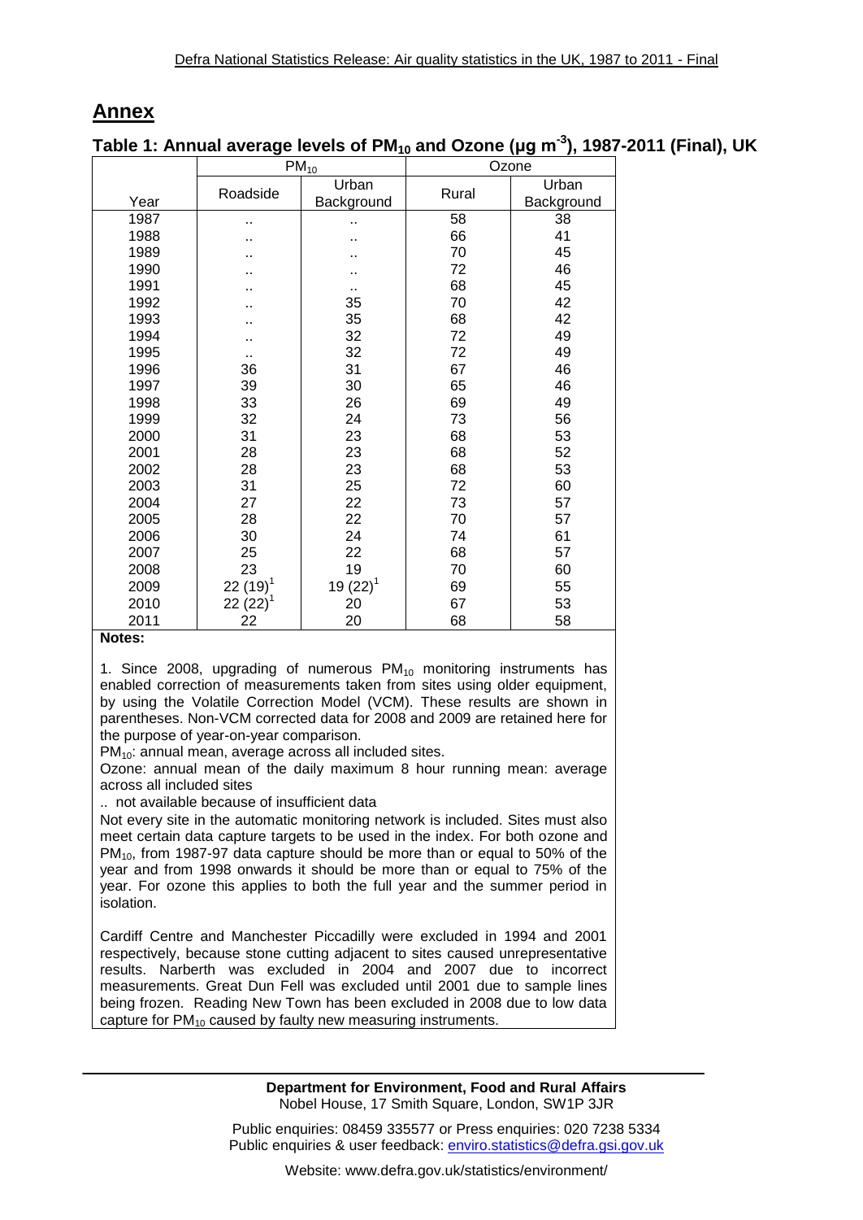# Annex

### Table 1: Annual average levels of $PM_{10}$ and Ozone (µg $m^{-3}$), 1987-2011 (Final), UK

| | $PM_{10}$ | | Ozone | |
|---|---|---|---|---|
| Year | Roadside | Urban Background | Rural | Urban Background |
| 1987 | .. | .. | 58 | 38 |
| 1988 | .. | .. | 66 | 41 |
| 1989 | .. | .. | 70 | 45 |
| 1990 | .. | .. | 72 | 46 |
| 1991 | .. | .. | 68 | 45 |
| 1992 | .. | 35 | 70 | 42 |
| 1993 | .. | 35 | 68 | 42 |
| 1994 | .. | 32 | 72 | 49 |
| 1995 | .. | 32 | 72 | 49 |
| 1996 | 36 | 31 | 67 | 46 |
| 1997 | 39 | 30 | 65 | 46 |
| 1998 | 33 | 26 | 69 | 49 |
| 1999 | 32 | 24 | 73 | 56 |
| 2000 | 31 | 23 | 68 | 53 |
| 2001 | 28 | 23 | 68 | 52 |
| 2002 | 28 | 23 | 68 | 53 |
| 2003 | 31 | 25 | 72 | 60 |
| 2004 | 27 | 22 | 73 | 57 |
| 2005 | 28 | 22 | 70 | 57 |
| 2006 | 30 | 24 | 74 | 61 |
| 2007 | 25 | 22 | 68 | 57 |
| 2008 | 23 | 19 | 70 | 60 |
| 2009 | 22 (19)[1] | 19 (22)[1] | 69 | 55 |
| 2010 | 22 (22)[1] | 20 | 67 | 53 |
| 2011 | 22 | 20 | 68 | 58 |

**Notes:**

1. Since 2008, upgrading of numerous $PM_{10}$ monitoring instruments has enabled correction of measurements taken from sites using older equipment, by using the Volatile Correction Model (VCM). These results are shown in parentheses. Non-VCM corrected data for 2008 and 2009 are retained here for the purpose of year-on-year comparison.

$PM_{10}$: annual mean, average across all included sites.

Ozone: annual mean of the daily maximum 8 hour running mean: average across all included sites

.. not available because of insufficient data

Not every site in the automatic monitoring network is included. Sites must also meet certain data capture targets to be used in the index. For both ozone and $PM_{10}$, from 1987-97 data capture should be more than or equal to 50% of the year and from 1998 onwards it should be more than or equal to 75% of the year. For ozone this applies to both the full year and the summer period in isolation.

Cardiff Centre and Manchester Piccadilly were excluded in 1994 and 2001 respectively, because stone cutting adjacent to sites caused unrepresentative results. Narberth was excluded in 2004 and 2007 due to incorrect measurements. Great Dun Fell was excluded until 2001 due to sample lines being frozen. Reading New Town has been excluded in 2008 due to low data capture for $PM_{10}$ caused by faulty new measuring instruments.

**Department for Environment, Food and Rural Affairs**
Nobel House, 17 Smith Square, London, SW1P 3JR

Public enquiries: 08459 335577 or Press enquiries: 020 7238 5334
Public enquiries & user feedback: enviro.statistics@defra.gsi.gov.uk

Website: www.defra.gov.uk/statistics/environment/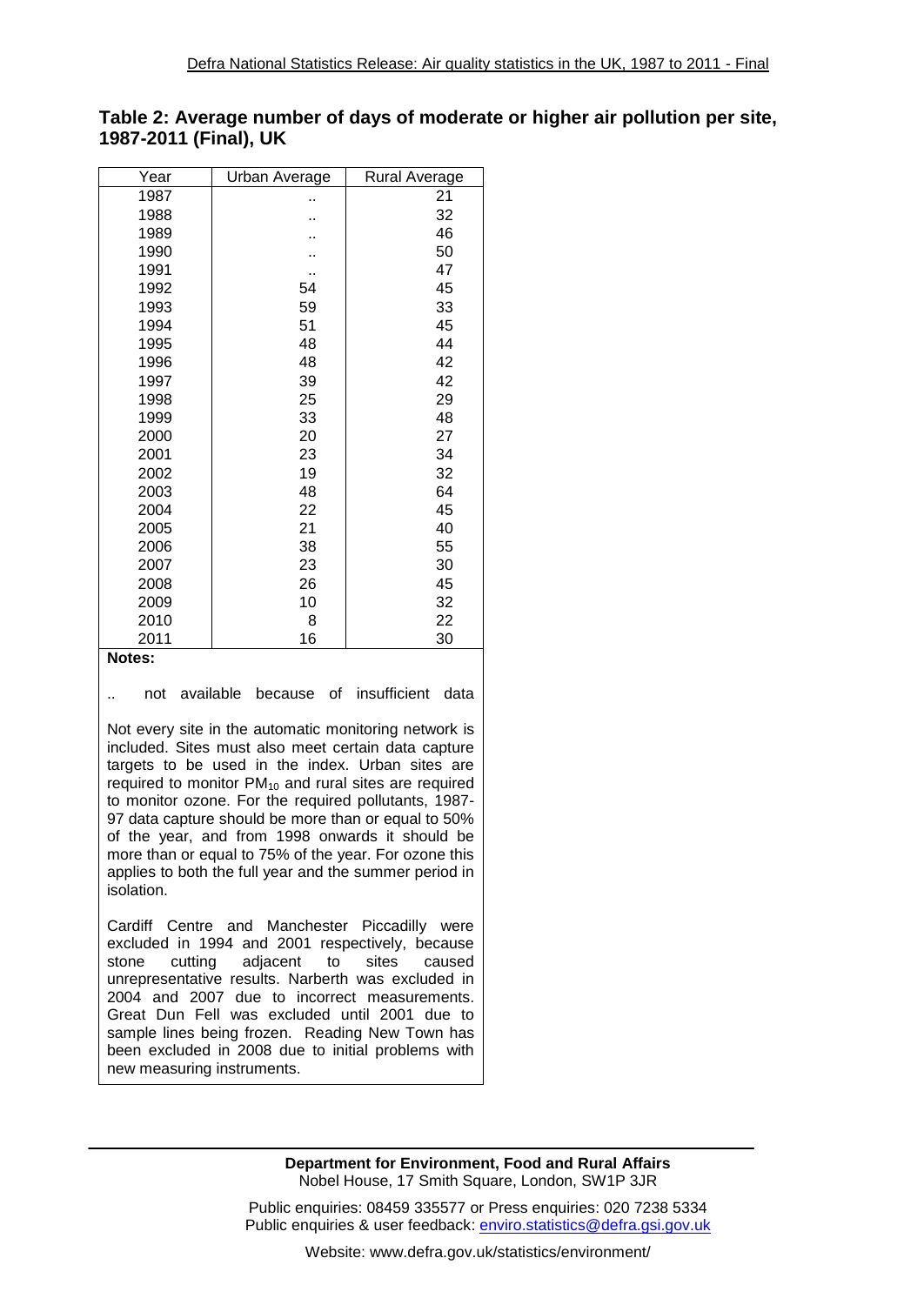**Table 2: Average number of days of moderate or higher air pollution per site, 1987-2011 (Final), UK**

| Year | Urban Average | Rural Average |
|---|---|---|
| 1987 | .. | 21 |
| 1988 | .. | 32 |
| 1989 | .. | 46 |
| 1990 | .. | 50 |
| 1991 | .. | 47 |
| 1992 | 54 | 45 |
| 1993 | 59 | 33 |
| 1994 | 51 | 45 |
| 1995 | 48 | 44 |
| 1996 | 48 | 42 |
| 1997 | 39 | 42 |
| 1998 | 25 | 29 |
| 1999 | 33 | 48 |
| 2000 | 20 | 27 |
| 2001 | 23 | 34 |
| 2002 | 19 | 32 |
| 2003 | 48 | 64 |
| 2004 | 22 | 45 |
| 2005 | 21 | 40 |
| 2006 | 38 | 55 |
| 2007 | 23 | 30 |
| 2008 | 26 | 45 |
| 2009 | 10 | 32 |
| 2010 | 8 | 22 |
| 2011 | 16 | 30 |

**Notes:**

.. not available because of insufficient data

Not every site in the automatic monitoring network is included. Sites must also meet certain data capture targets to be used in the index. Urban sites are required to monitor $PM_{10}$ and rural sites are required to monitor ozone. For the required pollutants, 1987-97 data capture should be more than or equal to 50% of the year, and from 1998 onwards it should be more than or equal to 75% of the year. For ozone this applies to both the full year and the summer period in isolation.

Cardiff Centre and Manchester Piccadilly were excluded in 1994 and 2001 respectively, because stone cutting adjacent to sites caused unrepresentative results. Narberth was excluded in 2004 and 2007 due to incorrect measurements. Great Dun Fell was excluded until 2001 due to sample lines being frozen. Reading New Town has been excluded in 2008 due to initial problems with new measuring instruments.

**Department for Environment, Food and Rural Affairs**
Nobel House, 17 Smith Square, London, SW1P 3JR

Public enquiries: 08459 335577 or Press enquiries: 020 7238 5334
Public enquiries & user feedback: enviro.statistics@defra.gsi.gov.uk

Website: www.defra.gov.uk/statistics/environment/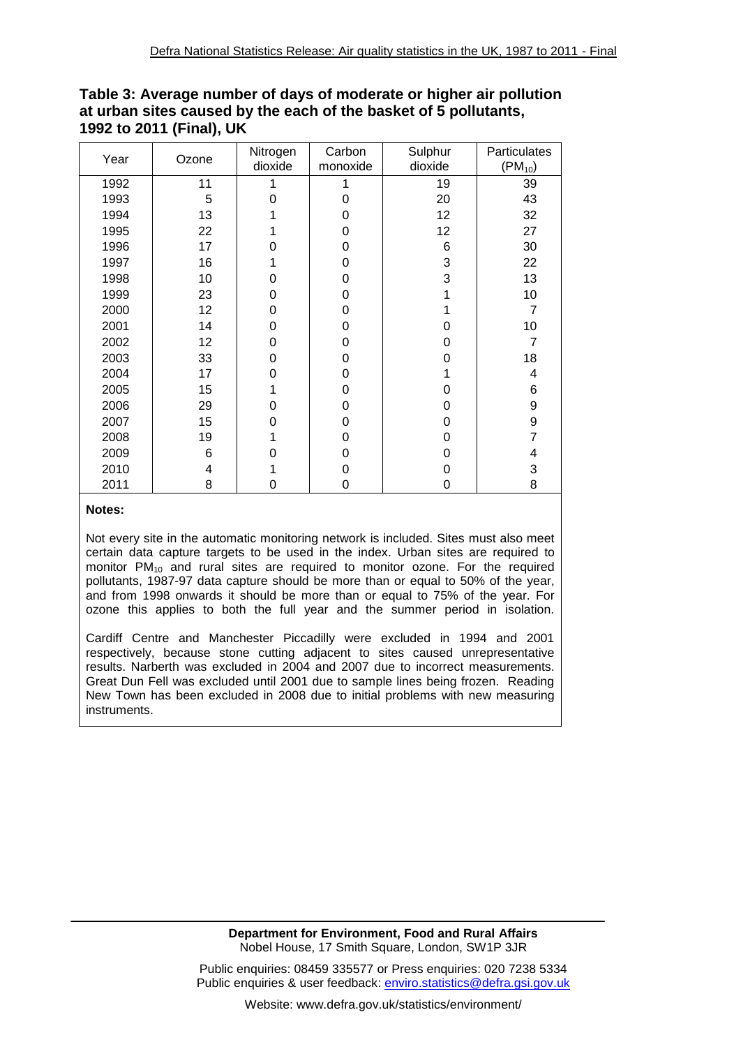**Table 3: Average number of days of moderate or higher air pollution at urban sites caused by the each of the basket of 5 pollutants, 1992 to 2011 (Final), UK**

| Year | Ozone | Nitrogen dioxide | Carbon monoxide | Sulphur dioxide | Particulates ($PM_{10}$) |
|---|---|---|---|---|---|
| 1992 | 11 | 1 | 1 | 19 | 39 |
| 1993 | 5 | 0 | 0 | 20 | 43 |
| 1994 | 13 | 1 | 0 | 12 | 32 |
| 1995 | 22 | 1 | 0 | 12 | 27 |
| 1996 | 17 | 0 | 0 | 6 | 30 |
| 1997 | 16 | 1 | 0 | 3 | 22 |
| 1998 | 10 | 0 | 0 | 3 | 13 |
| 1999 | 23 | 0 | 0 | 1 | 10 |
| 2000 | 12 | 0 | 0 | 1 | 7 |
| 2001 | 14 | 0 | 0 | 0 | 10 |
| 2002 | 12 | 0 | 0 | 0 | 7 |
| 2003 | 33 | 0 | 0 | 0 | 18 |
| 2004 | 17 | 0 | 0 | 1 | 4 |
| 2005 | 15 | 1 | 0 | 0 | 6 |
| 2006 | 29 | 0 | 0 | 0 | 9 |
| 2007 | 15 | 0 | 0 | 0 | 9 |
| 2008 | 19 | 1 | 0 | 0 | 7 |
| 2009 | 6 | 0 | 0 | 0 | 4 |
| 2010 | 4 | 1 | 0 | 0 | 3 |
| 2011 | 8 | 0 | 0 | 0 | 8 |

**Notes:**

Not every site in the automatic monitoring network is included. Sites must also meet certain data capture targets to be used in the index. Urban sites are required to monitor $PM_{10}$ and rural sites are required to monitor ozone. For the required pollutants, 1987-97 data capture should be more than or equal to 50% of the year, and from 1998 onwards it should be more than or equal to 75% of the year. For ozone this applies to both the full year and the summer period in isolation.

Cardiff Centre and Manchester Piccadilly were excluded in 1994 and 2001 respectively, because stone cutting adjacent to sites caused unrepresentative results. Narberth was excluded in 2004 and 2007 due to incorrect measurements. Great Dun Fell was excluded until 2001 due to sample lines being frozen. Reading New Town has been excluded in 2008 due to initial problems with new measuring instruments.

**Department for Environment, Food and Rural Affairs**
Nobel House, 17 Smith Square, London, SW1P 3JR

Public enquiries: 08459 335577 or Press enquiries: 020 7238 5334
Public enquiries & user feedback: enviro.statistics@defra.gsi.gov.uk

Website: www.defra.gov.uk/statistics/environment/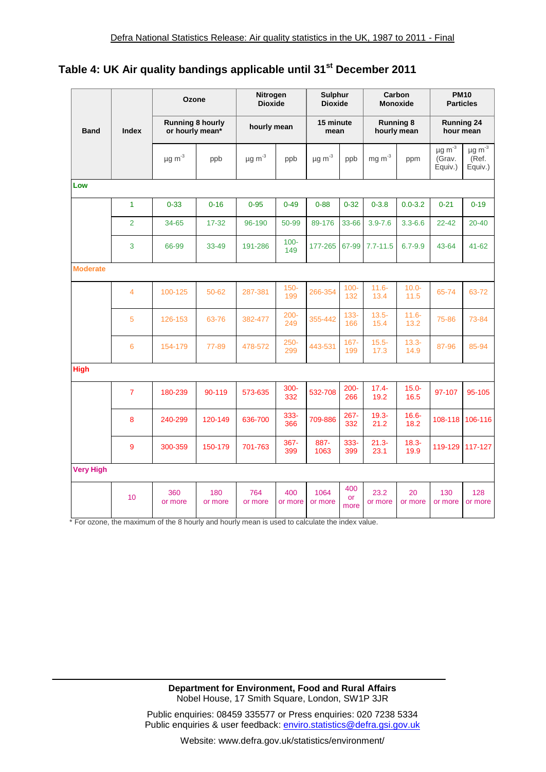## Table 4: UK Air quality bandings applicable until 31st December 2011

| Band | Index | Ozone | | Nitrogen Dioxide | | Sulphur Dioxide | | Carbon Monoxide | | PM10 Particles | |
|---|---|---|---|---|---|---|---|---|---|---|---|
| | | Running 8 hourly or hourly mean* | | hourly mean | | 15 minute mean | | Running 8 hourly mean | | Running 24 hour mean | |
| | | µg m$^{-3}$ | ppb | µg m$^{-3}$ | ppb | µg m$^{-3}$ | ppb | mg m$^{-3}$ | ppm | µg m$^{-3}$ (Grav. Equiv.) | µg m$^{-3}$ (Ref. Equiv.) |
| **Low** | | | | | | | | | | | |
| | 1 | 0-33 | 0-16 | 0-95 | 0-49 | 0-88 | 0-32 | 0-3.8 | 0.0-3.2 | 0-21 | 0-19 |
| | 2 | 34-65 | 17-32 | 96-190 | 50-99 | 89-176 | 33-66 | 3.9-7.6 | 3.3-6.6 | 22-42 | 20-40 |
| | 3 | 66-99 | 33-49 | 191-286 | 100-149 | 177-265 | 67-99 | 7.7-11.5 | 6.7-9.9 | 43-64 | 41-62 |
| **Moderate** | | | | | | | | | | | |
| | 4 | 100-125 | 50-62 | 287-381 | 150-199 | 266-354 | 100-132 | 11.6-13.4 | 10.0-11.5 | 65-74 | 63-72 |
| | 5 | 126-153 | 63-76 | 382-477 | 200-249 | 355-442 | 133-166 | 13.5-15.4 | 11.6-13.2 | 75-86 | 73-84 |
| | 6 | 154-179 | 77-89 | 478-572 | 250-299 | 443-531 | 167-199 | 15.5-17.3 | 13.3-14.9 | 87-96 | 85-94 |
| **High** | | | | | | | | | | | |
| | 7 | 180-239 | 90-119 | 573-635 | 300-332 | 532-708 | 200-266 | 17.4-19.2 | 15.0-16.5 | 97-107 | 95-105 |
| | 8 | 240-299 | 120-149 | 636-700 | 333-366 | 709-886 | 267-332 | 19.3-21.2 | 16.6-18.2 | 108-118 | 106-116 |
| | 9 | 300-359 | 150-179 | 701-763 | 367-399 | 887-1063 | 333-399 | 21.3-23.1 | 18.3-19.9 | 119-129 | 117-127 |
| **Very High** | | | | | | | | | | | |
| | 10 | 360 or more | 180 or more | 764 or more | 400 or more | 1064 or more | 400 or more | 23.2 or more | 20 or more | 130 or more | 128 or more |

\* For ozone, the maximum of the 8 hourly and hourly mean is used to calculate the index value.

**Department for Environment, Food and Rural Affairs**
Nobel House, 17 Smith Square, London, SW1P 3JR

Public enquiries: 08459 335577 or Press enquiries: 020 7238 5334
Public enquiries & user feedback: enviro.statistics@defra.gsi.gov.uk

Website: www.defra.gov.uk/statistics/environment/